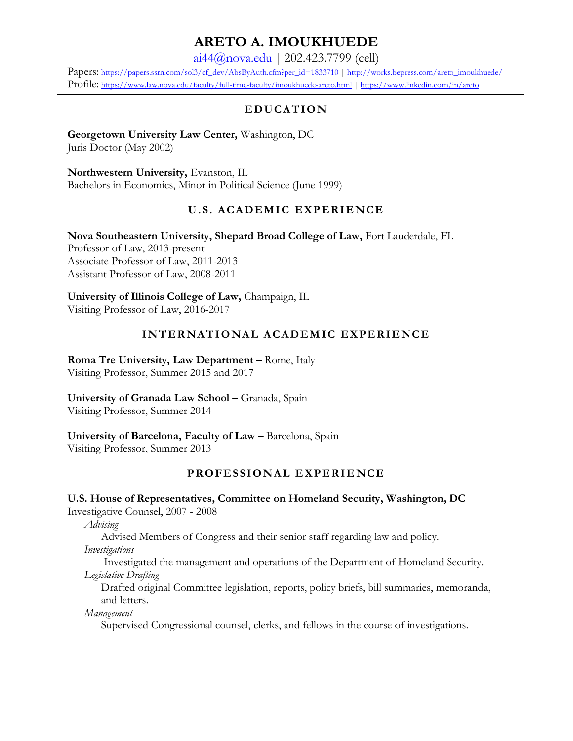# ARETO A. IMOUKHUEDE

[ai44@nova.edu](mailto:ai44@nova.edu) | 202.423.7799 (cell)

Papers: https://papers.ssrn.com/sol3/cf_dev/AbsByAuth.cfm?per_id=1833710 | http://works.bepress.com/areto_imoukhuede/

Profile: https://www.law.nova.edu/faculty/full-time-faculty/imoukhuede-areto.html | https://www.linkedin.com/in/areto

## EDUCATION

**Georgetown University Law Center,** Washington, DC
Juris Doctor (May 2002)

**Northwestern University,** Evanston, IL
Bachelors in Economics, Minor in Political Science (June 1999)

## U.S. ACADEMIC EXPERIENCE

**Nova Southeastern University, Shepard Broad College of Law,** Fort Lauderdale, FL
Professor of Law, 2013-present
Associate Professor of Law, 2011-2013
Assistant Professor of Law, 2008-2011

**University of Illinois College of Law,** Champaign, IL
Visiting Professor of Law, 2016-2017

## INTERNATIONAL ACADEMIC EXPERIENCE

**Roma Tre University, Law Department –** Rome, Italy
Visiting Professor, Summer 2015 and 2017

**University of Granada Law School –** Granada, Spain
Visiting Professor, Summer 2014

**University of Barcelona, Faculty of Law –** Barcelona, Spain
Visiting Professor, Summer 2013

## PROFESSIONAL EXPERIENCE

**U.S. House of Representatives, Committee on Homeland Security, Washington, DC**
Investigative Counsel, 2007 - 2008

*Advising*
Advised Members of Congress and their senior staff regarding law and policy.

*Investigations*
Investigated the management and operations of the Department of Homeland Security.

*Legislative Drafting*
Drafted original Committee legislation, reports, policy briefs, bill summaries, memoranda, and letters.

*Management*
Supervised Congressional counsel, clerks, and fellows in the course of investigations.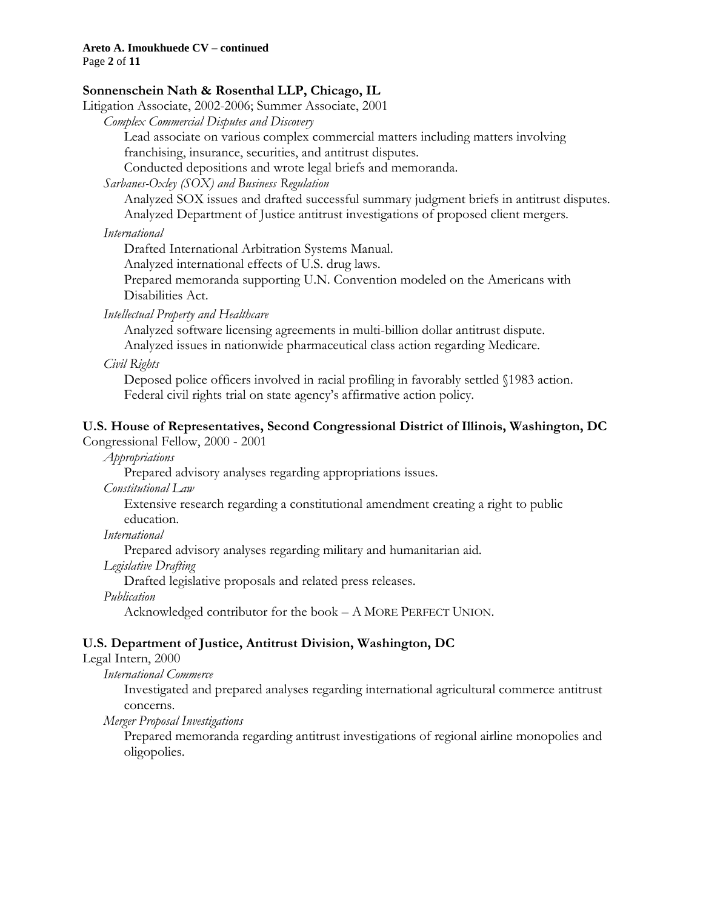**Sonnenschein Nath & Rosenthal LLP, Chicago, IL**

Litigation Associate, 2002-2006; Summer Associate, 2001

*Complex Commercial Disputes and Discovery*

Lead associate on various complex commercial matters including matters involving franchising, insurance, securities, and antitrust disputes.

Conducted depositions and wrote legal briefs and memoranda.

*Sarbanes-Oxley (SOX) and Business Regulation*

Analyzed SOX issues and drafted successful summary judgment briefs in antitrust disputes.

Analyzed Department of Justice antitrust investigations of proposed client mergers.

*International*

Drafted International Arbitration Systems Manual.

Analyzed international effects of U.S. drug laws.

Prepared memoranda supporting U.N. Convention modeled on the Americans with Disabilities Act.

*Intellectual Property and Healthcare*

Analyzed software licensing agreements in multi-billion dollar antitrust dispute.

Analyzed issues in nationwide pharmaceutical class action regarding Medicare.

*Civil Rights*

Deposed police officers involved in racial profiling in favorably settled §1983 action.

Federal civil rights trial on state agency's affirmative action policy.

**U.S. House of Representatives, Second Congressional District of Illinois, Washington, DC**

Congressional Fellow, 2000 - 2001

*Appropriations*

Prepared advisory analyses regarding appropriations issues.

*Constitutional Law*

Extensive research regarding a constitutional amendment creating a right to public education.

*International*

Prepared advisory analyses regarding military and humanitarian aid.

*Legislative Drafting*

Drafted legislative proposals and related press releases.

*Publication*

Acknowledged contributor for the book – A MORE PERFECT UNION.

**U.S. Department of Justice, Antitrust Division, Washington, DC**

Legal Intern, 2000

*International Commerce*

Investigated and prepared analyses regarding international agricultural commerce antitrust concerns.

*Merger Proposal Investigations*

Prepared memoranda regarding antitrust investigations of regional airline monopolies and oligopolies.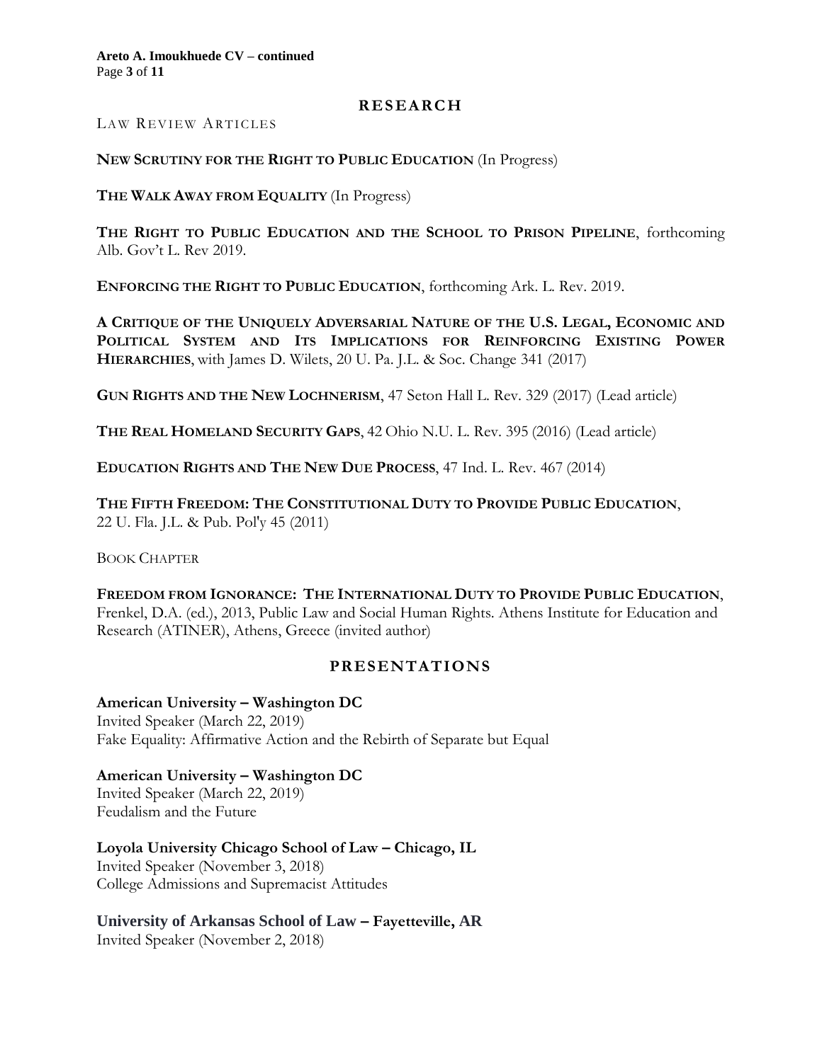## RESEARCH

LAW REVIEW ARTICLES

**NEW SCRUTINY FOR THE RIGHT TO PUBLIC EDUCATION** (In Progress)

**THE WALK AWAY FROM EQUALITY** (In Progress)

**THE RIGHT TO PUBLIC EDUCATION AND THE SCHOOL TO PRISON PIPELINE**, forthcoming Alb. Gov't L. Rev 2019.

**ENFORCING THE RIGHT TO PUBLIC EDUCATION**, forthcoming Ark. L. Rev. 2019.

**A CRITIQUE OF THE UNIQUELY ADVERSARIAL NATURE OF THE U.S. LEGAL, ECONOMIC AND POLITICAL SYSTEM AND ITS IMPLICATIONS FOR REINFORCING EXISTING POWER HIERARCHIES**, with James D. Wilets, 20 U. Pa. J.L. & Soc. Change 341 (2017)

**GUN RIGHTS AND THE NEW LOCHNERISM**, 47 Seton Hall L. Rev. 329 (2017) (Lead article)

**THE REAL HOMELAND SECURITY GAPS**, 42 Ohio N.U. L. Rev. 395 (2016) (Lead article)

**EDUCATION RIGHTS AND THE NEW DUE PROCESS**, 47 Ind. L. Rev. 467 (2014)

**THE FIFTH FREEDOM: THE CONSTITUTIONAL DUTY TO PROVIDE PUBLIC EDUCATION**, 22 U. Fla. J.L. & Pub. Pol'y 45 (2011)

BOOK CHAPTER

**FREEDOM FROM IGNORANCE: THE INTERNATIONAL DUTY TO PROVIDE PUBLIC EDUCATION**, Frenkel, D.A. (ed.), 2013, Public Law and Social Human Rights. Athens Institute for Education and Research (ATINER), Athens, Greece (invited author)

## PRESENTATIONS

**American University – Washington DC**
Invited Speaker (March 22, 2019)
Fake Equality: Affirmative Action and the Rebirth of Separate but Equal

**American University – Washington DC**
Invited Speaker (March 22, 2019)
Feudalism and the Future

**Loyola University Chicago School of Law – Chicago, IL**
Invited Speaker (November 3, 2018)
College Admissions and Supremacist Attitudes

**University of Arkansas School of Law – Fayetteville, AR**
Invited Speaker (November 2, 2018)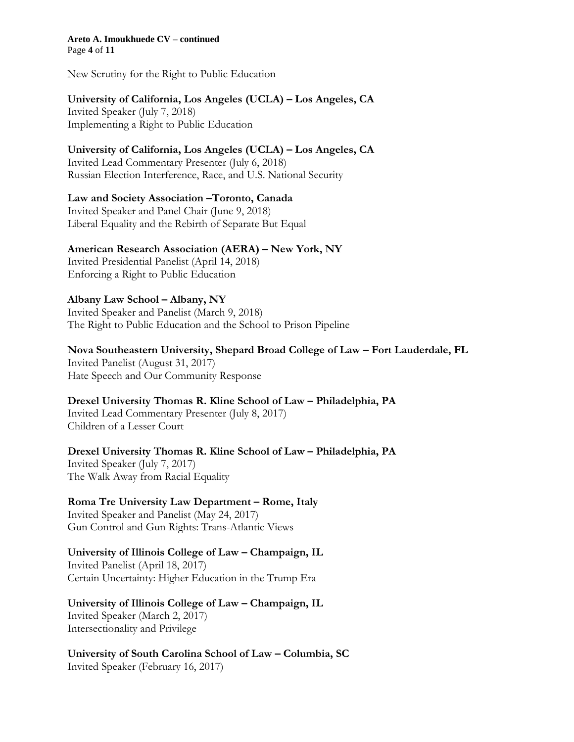New Scrutiny for the Right to Public Education

**University of California, Los Angeles (UCLA) – Los Angeles, CA**
Invited Speaker (July 7, 2018)
Implementing a Right to Public Education

**University of California, Los Angeles (UCLA) – Los Angeles, CA**
Invited Lead Commentary Presenter (July 6, 2018)
Russian Election Interference, Race, and U.S. National Security

**Law and Society Association –Toronto, Canada**
Invited Speaker and Panel Chair (June 9, 2018)
Liberal Equality and the Rebirth of Separate But Equal

**American Research Association (AERA) – New York, NY**
Invited Presidential Panelist (April 14, 2018)
Enforcing a Right to Public Education

**Albany Law School – Albany, NY**
Invited Speaker and Panelist (March 9, 2018)
The Right to Public Education and the School to Prison Pipeline

**Nova Southeastern University, Shepard Broad College of Law – Fort Lauderdale, FL**
Invited Panelist (August 31, 2017)
Hate Speech and Our Community Response

**Drexel University Thomas R. Kline School of Law – Philadelphia, PA**
Invited Lead Commentary Presenter (July 8, 2017)
Children of a Lesser Court

**Drexel University Thomas R. Kline School of Law – Philadelphia, PA**
Invited Speaker (July 7, 2017)
The Walk Away from Racial Equality

**Roma Tre University Law Department – Rome, Italy**
Invited Speaker and Panelist (May 24, 2017)
Gun Control and Gun Rights: Trans-Atlantic Views

**University of Illinois College of Law – Champaign, IL**
Invited Panelist (April 18, 2017)
Certain Uncertainty: Higher Education in the Trump Era

**University of Illinois College of Law – Champaign, IL**
Invited Speaker (March 2, 2017)
Intersectionality and Privilege

**University of South Carolina School of Law – Columbia, SC**
Invited Speaker (February 16, 2017)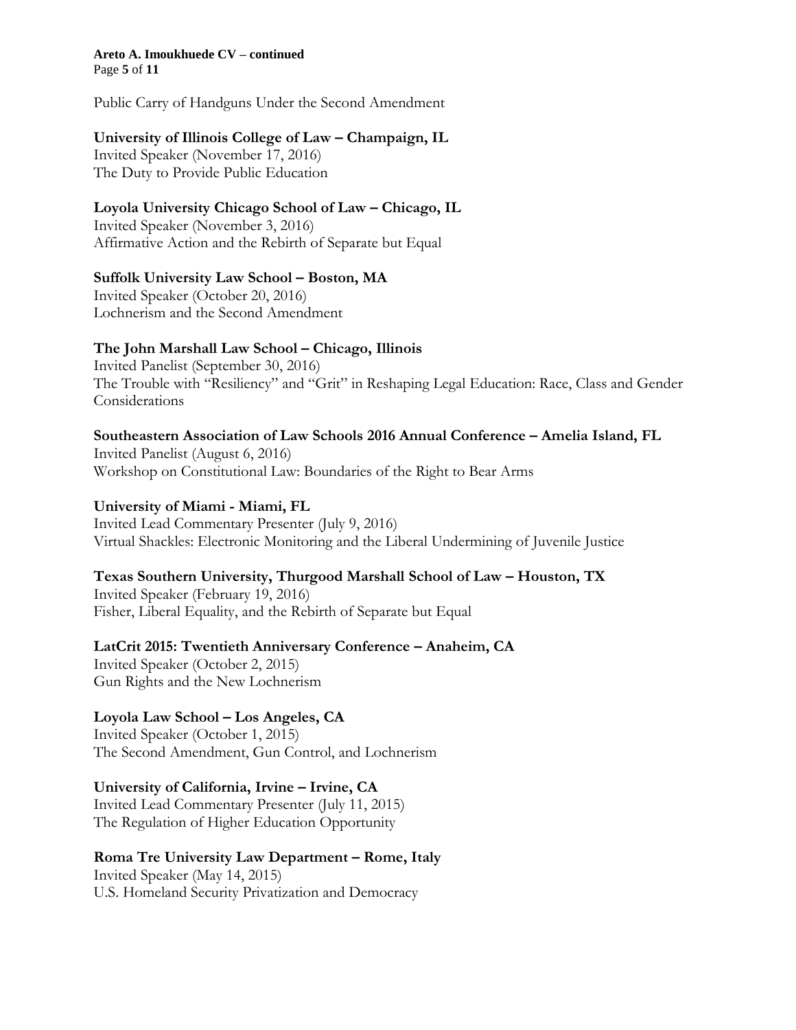Public Carry of Handguns Under the Second Amendment

**University of Illinois College of Law – Champaign, IL**
Invited Speaker (November 17, 2016)
The Duty to Provide Public Education

**Loyola University Chicago School of Law – Chicago, IL**
Invited Speaker (November 3, 2016)
Affirmative Action and the Rebirth of Separate but Equal

**Suffolk University Law School – Boston, MA**
Invited Speaker (October 20, 2016)
Lochnerism and the Second Amendment

**The John Marshall Law School – Chicago, Illinois**
Invited Panelist (September 30, 2016)
The Trouble with "Resiliency" and "Grit" in Reshaping Legal Education: Race, Class and Gender Considerations

**Southeastern Association of Law Schools 2016 Annual Conference – Amelia Island, FL**
Invited Panelist (August 6, 2016)
Workshop on Constitutional Law: Boundaries of the Right to Bear Arms

**University of Miami - Miami, FL**
Invited Lead Commentary Presenter (July 9, 2016)
Virtual Shackles: Electronic Monitoring and the Liberal Undermining of Juvenile Justice

**Texas Southern University, Thurgood Marshall School of Law – Houston, TX**
Invited Speaker (February 19, 2016)
Fisher, Liberal Equality, and the Rebirth of Separate but Equal

**LatCrit 2015: Twentieth Anniversary Conference – Anaheim, CA**
Invited Speaker (October 2, 2015)
Gun Rights and the New Lochnerism

**Loyola Law School – Los Angeles, CA**
Invited Speaker (October 1, 2015)
The Second Amendment, Gun Control, and Lochnerism

**University of California, Irvine – Irvine, CA**
Invited Lead Commentary Presenter (July 11, 2015)
The Regulation of Higher Education Opportunity

**Roma Tre University Law Department – Rome, Italy**
Invited Speaker (May 14, 2015)
U.S. Homeland Security Privatization and Democracy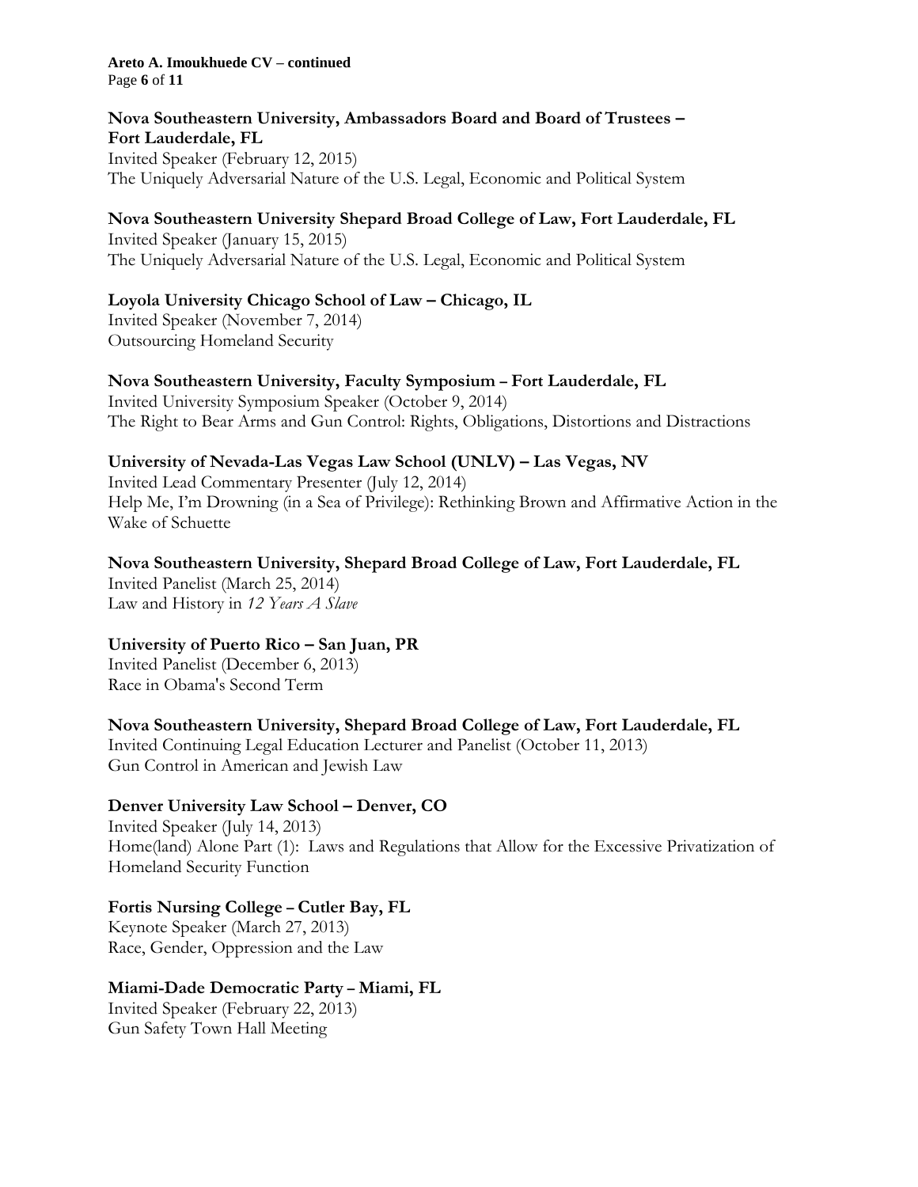**Nova Southeastern University, Ambassadors Board and Board of Trustees – Fort Lauderdale, FL**
Invited Speaker (February 12, 2015)
The Uniquely Adversarial Nature of the U.S. Legal, Economic and Political System

**Nova Southeastern University Shepard Broad College of Law, Fort Lauderdale, FL**
Invited Speaker (January 15, 2015)
The Uniquely Adversarial Nature of the U.S. Legal, Economic and Political System

**Loyola University Chicago School of Law – Chicago, IL**
Invited Speaker (November 7, 2014)
Outsourcing Homeland Security

**Nova Southeastern University, Faculty Symposium – Fort Lauderdale, FL**
Invited University Symposium Speaker (October 9, 2014)
The Right to Bear Arms and Gun Control: Rights, Obligations, Distortions and Distractions

**University of Nevada-Las Vegas Law School (UNLV) – Las Vegas, NV**
Invited Lead Commentary Presenter (July 12, 2014)
Help Me, I'm Drowning (in a Sea of Privilege): Rethinking Brown and Affirmative Action in the Wake of Schuette

**Nova Southeastern University, Shepard Broad College of Law, Fort Lauderdale, FL**
Invited Panelist (March 25, 2014)
Law and History in *12 Years A Slave*

**University of Puerto Rico – San Juan, PR**
Invited Panelist (December 6, 2013)
Race in Obama's Second Term

**Nova Southeastern University, Shepard Broad College of Law, Fort Lauderdale, FL**
Invited Continuing Legal Education Lecturer and Panelist (October 11, 2013)
Gun Control in American and Jewish Law

**Denver University Law School – Denver, CO**
Invited Speaker (July 14, 2013)
Home(land) Alone Part (1): Laws and Regulations that Allow for the Excessive Privatization of Homeland Security Function

**Fortis Nursing College – Cutler Bay, FL**
Keynote Speaker (March 27, 2013)
Race, Gender, Oppression and the Law

**Miami-Dade Democratic Party – Miami, FL**
Invited Speaker (February 22, 2013)
Gun Safety Town Hall Meeting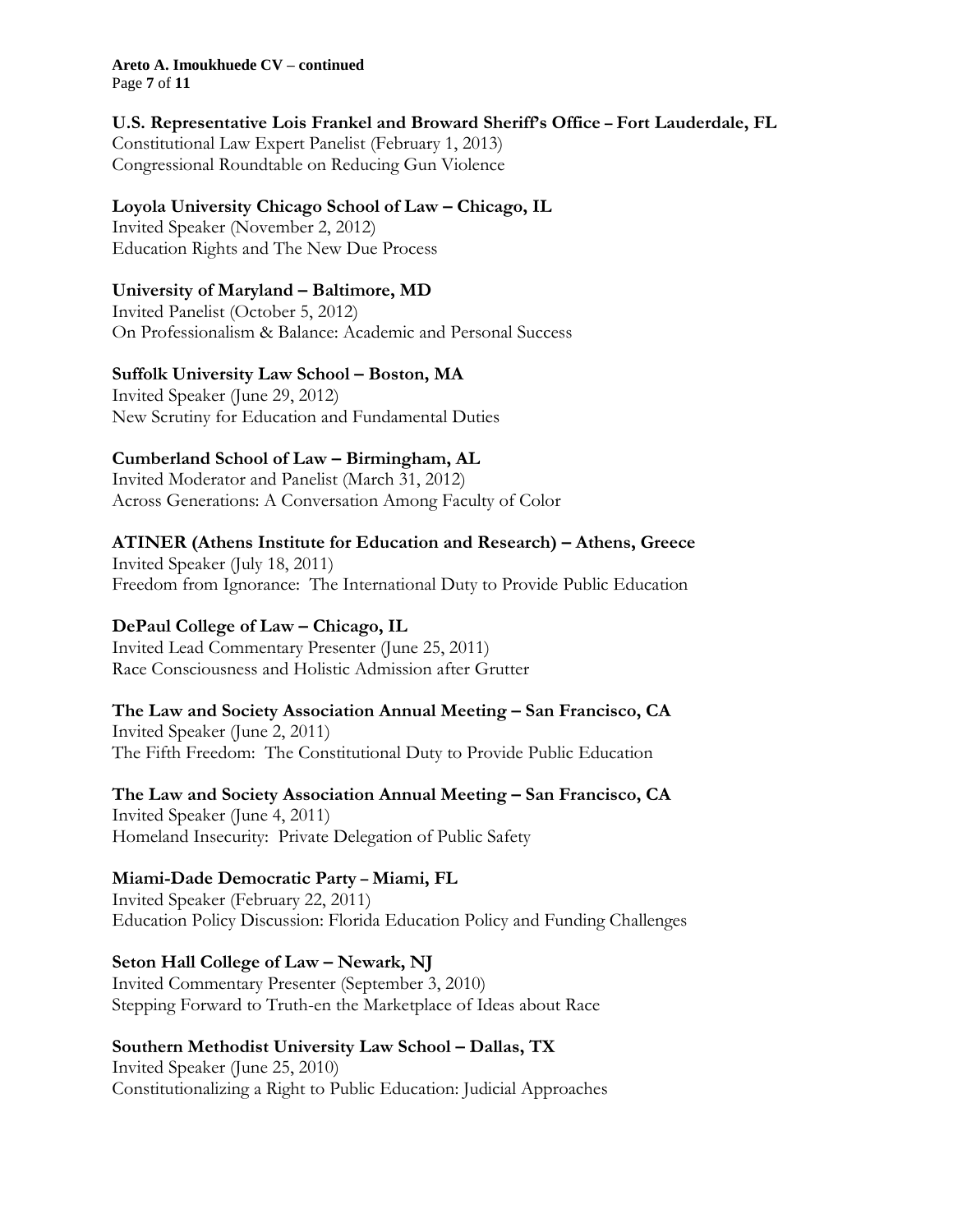**U.S. Representative Lois Frankel and Broward Sheriff's Office – Fort Lauderdale, FL**
Constitutional Law Expert Panelist (February 1, 2013)
Congressional Roundtable on Reducing Gun Violence

**Loyola University Chicago School of Law – Chicago, IL**
Invited Speaker (November 2, 2012)
Education Rights and The New Due Process

**University of Maryland – Baltimore, MD**
Invited Panelist (October 5, 2012)
On Professionalism & Balance: Academic and Personal Success

**Suffolk University Law School – Boston, MA**
Invited Speaker (June 29, 2012)
New Scrutiny for Education and Fundamental Duties

**Cumberland School of Law – Birmingham, AL**
Invited Moderator and Panelist (March 31, 2012)
Across Generations: A Conversation Among Faculty of Color

**ATINER (Athens Institute for Education and Research) – Athens, Greece**
Invited Speaker (July 18, 2011)
Freedom from Ignorance: The International Duty to Provide Public Education

**DePaul College of Law – Chicago, IL**
Invited Lead Commentary Presenter (June 25, 2011)
Race Consciousness and Holistic Admission after Grutter

**The Law and Society Association Annual Meeting – San Francisco, CA**
Invited Speaker (June 2, 2011)
The Fifth Freedom: The Constitutional Duty to Provide Public Education

**The Law and Society Association Annual Meeting – San Francisco, CA**
Invited Speaker (June 4, 2011)
Homeland Insecurity: Private Delegation of Public Safety

**Miami-Dade Democratic Party – Miami, FL**
Invited Speaker (February 22, 2011)
Education Policy Discussion: Florida Education Policy and Funding Challenges

**Seton Hall College of Law – Newark, NJ**
Invited Commentary Presenter (September 3, 2010)
Stepping Forward to Truth-en the Marketplace of Ideas about Race

**Southern Methodist University Law School – Dallas, TX**
Invited Speaker (June 25, 2010)
Constitutionalizing a Right to Public Education: Judicial Approaches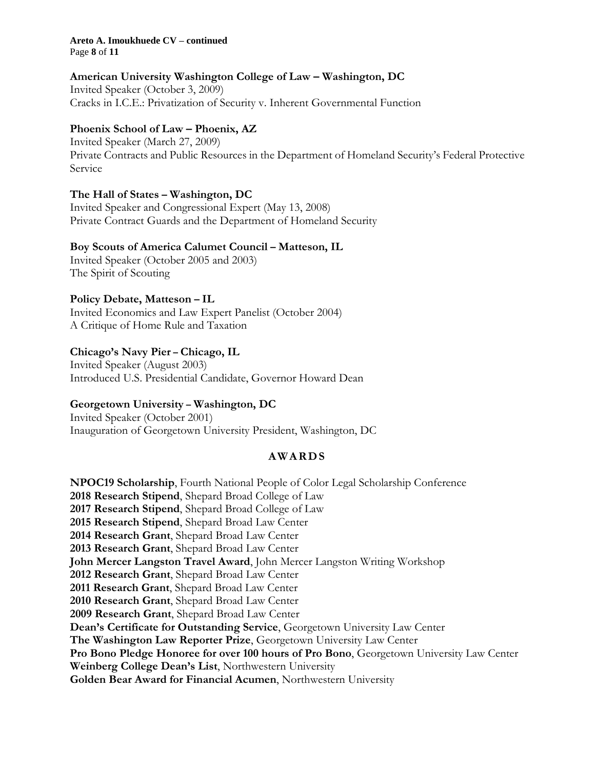**American University Washington College of Law – Washington, DC**
Invited Speaker (October 3, 2009)
Cracks in I.C.E.: Privatization of Security v. Inherent Governmental Function

**Phoenix School of Law – Phoenix, AZ**
Invited Speaker (March 27, 2009)
Private Contracts and Public Resources in the Department of Homeland Security's Federal Protective Service

**The Hall of States – Washington, DC**
Invited Speaker and Congressional Expert (May 13, 2008)
Private Contract Guards and the Department of Homeland Security

**Boy Scouts of America Calumet Council – Matteson, IL**
Invited Speaker (October 2005 and 2003)
The Spirit of Scouting

**Policy Debate, Matteson – IL**
Invited Economics and Law Expert Panelist (October 2004)
A Critique of Home Rule and Taxation

**Chicago's Navy Pier – Chicago, IL**
Invited Speaker (August 2003)
Introduced U.S. Presidential Candidate, Governor Howard Dean

**Georgetown University – Washington, DC**
Invited Speaker (October 2001)
Inauguration of Georgetown University President, Washington, DC

## AWARDS

**NPOC19 Scholarship**, Fourth National People of Color Legal Scholarship Conference
**2018 Research Stipend**, Shepard Broad College of Law
**2017 Research Stipend**, Shepard Broad College of Law
**2015 Research Stipend**, Shepard Broad Law Center
**2014 Research Grant**, Shepard Broad Law Center
**2013 Research Grant**, Shepard Broad Law Center
**John Mercer Langston Travel Award**, John Mercer Langston Writing Workshop
**2012 Research Grant**, Shepard Broad Law Center
**2011 Research Grant**, Shepard Broad Law Center
**2010 Research Grant**, Shepard Broad Law Center
**2009 Research Grant**, Shepard Broad Law Center
**Dean's Certificate for Outstanding Service**, Georgetown University Law Center
**The Washington Law Reporter Prize**, Georgetown University Law Center
**Pro Bono Pledge Honoree for over 100 hours of Pro Bono**, Georgetown University Law Center
**Weinberg College Dean's List**, Northwestern University
**Golden Bear Award for Financial Acumen**, Northwestern University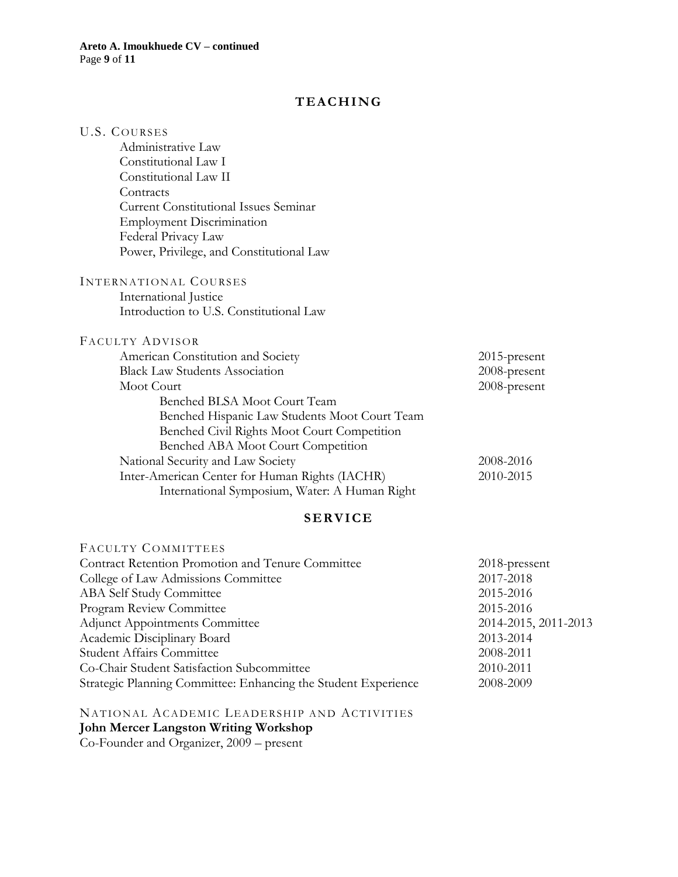## TEACHING

### U.S. COURSES

- Administrative Law
- Constitutional Law I
- Constitutional Law II
- Contracts
- Current Constitutional Issues Seminar
- Employment Discrimination
- Federal Privacy Law
- Power, Privilege, and Constitutional Law

### INTERNATIONAL COURSES

- International Justice
- Introduction to U.S. Constitutional Law

### FACULTY ADVISOR

| | |
|---|---|
| American Constitution and Society | 2015-present |
| Black Law Students Association | 2008-present |
| Moot Court | 2008-present |
| Benched BLSA Moot Court Team | |
| Benched Hispanic Law Students Moot Court Team | |
| Benched Civil Rights Moot Court Competition | |
| Benched ABA Moot Court Competition | |
| National Security and Law Society | 2008-2016 |
| Inter-American Center for Human Rights (IACHR) | 2010-2015 |
| International Symposium, Water: A Human Right | |

## SERVICE

### FACULTY COMMITTEES

| | |
|---|---|
| Contract Retention Promotion and Tenure Committee | 2018-pressent |
| College of Law Admissions Committee | 2017-2018 |
| ABA Self Study Committee | 2015-2016 |
| Program Review Committee | 2015-2016 |
| Adjunct Appointments Committee | 2014-2015, 2011-2013 |
| Academic Disciplinary Board | 2013-2014 |
| Student Affairs Committee | 2008-2011 |
| Co-Chair Student Satisfaction Subcommittee | 2010-2011 |
| Strategic Planning Committee: Enhancing the Student Experience | 2008-2009 |

### NATIONAL ACADEMIC LEADERSHIP AND ACTIVITIES

**John Mercer Langston Writing Workshop**
Co-Founder and Organizer, 2009 – present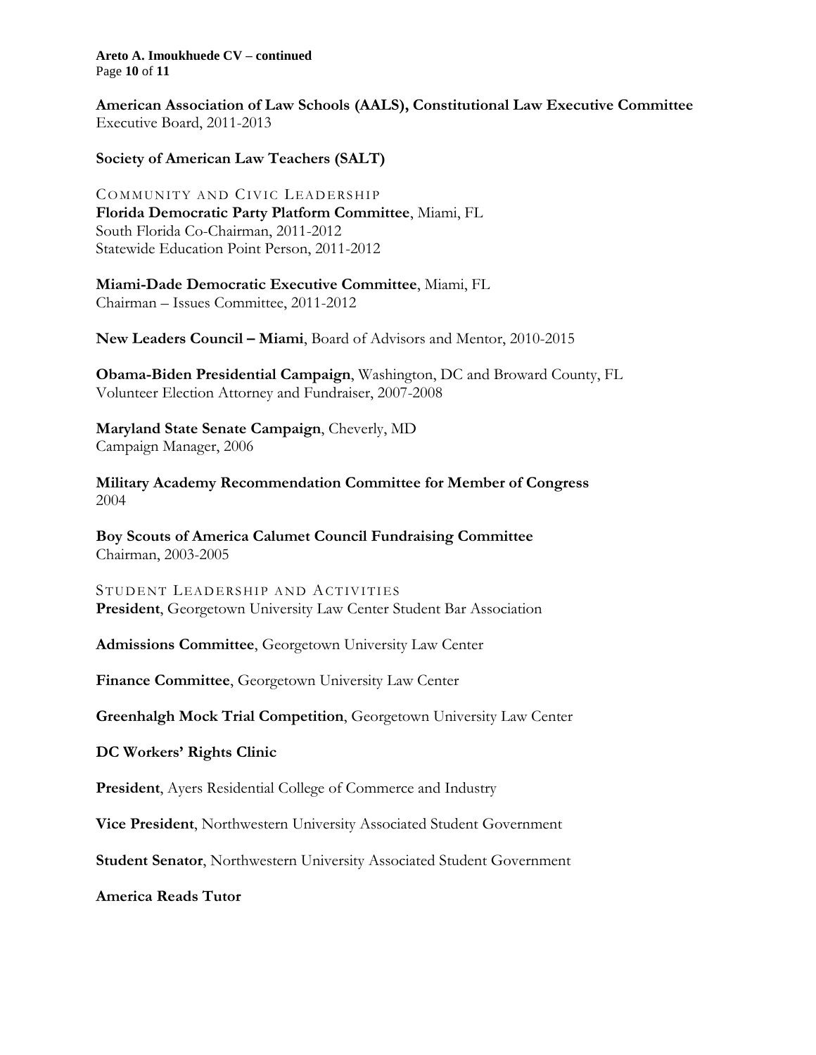**American Association of Law Schools (AALS), Constitutional Law Executive Committee**
Executive Board, 2011-2013

**Society of American Law Teachers (SALT)**

## Community and Civic Leadership

**Florida Democratic Party Platform Committee**, Miami, FL
South Florida Co-Chairman, 2011-2012
Statewide Education Point Person, 2011-2012

**Miami-Dade Democratic Executive Committee**, Miami, FL
Chairman – Issues Committee, 2011-2012

**New Leaders Council – Miami**, Board of Advisors and Mentor, 2010-2015

**Obama-Biden Presidential Campaign**, Washington, DC and Broward County, FL
Volunteer Election Attorney and Fundraiser, 2007-2008

**Maryland State Senate Campaign**, Cheverly, MD
Campaign Manager, 2006

**Military Academy Recommendation Committee for Member of Congress**
2004

**Boy Scouts of America Calumet Council Fundraising Committee**
Chairman, 2003-2005

## Student Leadership and Activities

**President**, Georgetown University Law Center Student Bar Association

**Admissions Committee**, Georgetown University Law Center

**Finance Committee**, Georgetown University Law Center

**Greenhalgh Mock Trial Competition**, Georgetown University Law Center

**DC Workers' Rights Clinic**

**President**, Ayers Residential College of Commerce and Industry

**Vice President**, Northwestern University Associated Student Government

**Student Senator**, Northwestern University Associated Student Government

**America Reads Tutor**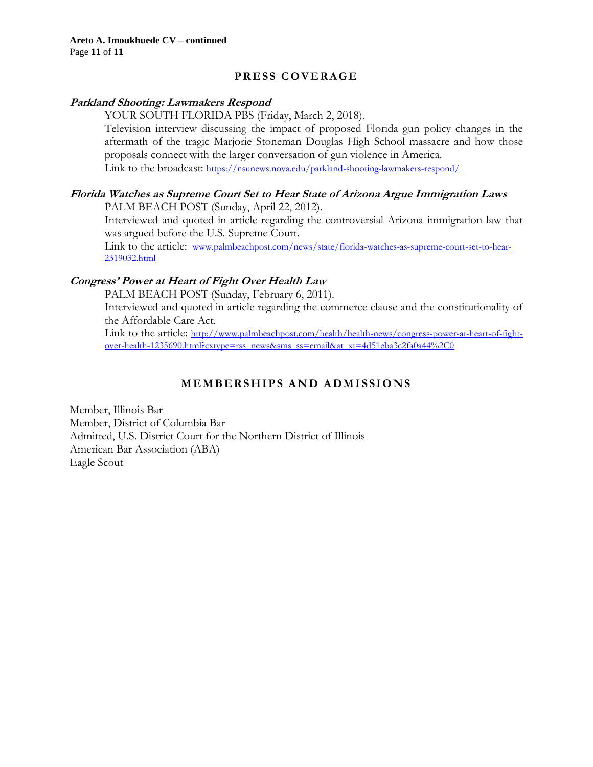## PRESS COVERAGE

***Parkland Shooting: Lawmakers Respond***

YOUR SOUTH FLORIDA PBS (Friday, March 2, 2018).

Television interview discussing the impact of proposed Florida gun policy changes in the aftermath of the tragic Marjorie Stoneman Douglas High School massacre and how those proposals connect with the larger conversation of gun violence in America.

Link to the broadcast: https://nsunews.nova.edu/parkland-shooting-lawmakers-respond/

***Florida Watches as Supreme Court Set to Hear State of Arizona Argue Immigration Laws***

PALM BEACH POST (Sunday, April 22, 2012).

Interviewed and quoted in article regarding the controversial Arizona immigration law that was argued before the U.S. Supreme Court.

Link to the article: www.palmbeachpost.com/news/state/florida-watches-as-supreme-court-set-to-hear-2319032.html

***Congress' Power at Heart of Fight Over Health Law***

PALM BEACH POST (Sunday, February 6, 2011).

Interviewed and quoted in article regarding the commerce clause and the constitutionality of the Affordable Care Act.

Link to the article: http://www.palmbeachpost.com/health/health-news/congress-power-at-heart-of-fight-over-health-1235690.html?cxtype=rss_news&sms_ss=email&at_xt=4d51eba3c2fa0a44%2C0

## MEMBERSHIPS AND ADMISSIONS

Member, Illinois Bar
Member, District of Columbia Bar
Admitted, U.S. District Court for the Northern District of Illinois
American Bar Association (ABA)
Eagle Scout